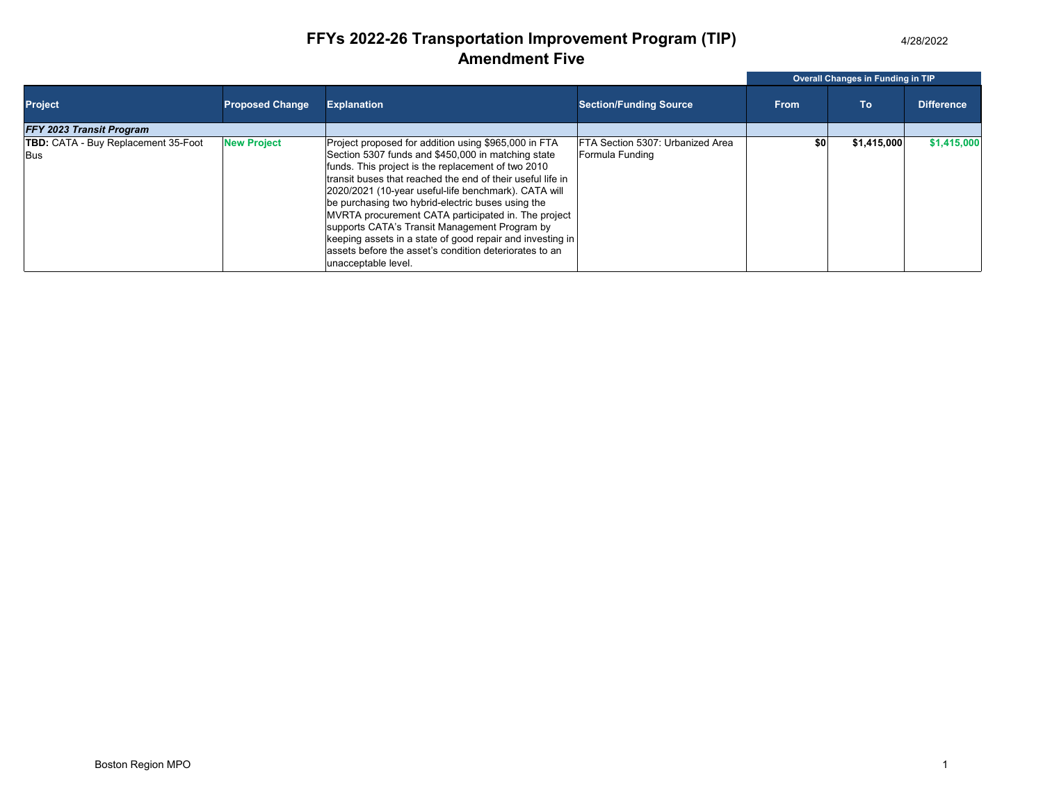# FFYs 2022-26 Transportation Improvement Program (TIP)
## Amendment Five

4/28/2022

| Project | Proposed Change | Explanation | Section/Funding Source | Overall Changes in Funding in TIP | | |
|---|---|---|---|---|---|---|
| | | | | From | To | Difference |
| ***FFY 2023 Transit Program*** | | | | | | |
| **TBD:** CATA - Buy Replacement 35-Foot Bus | **New Project** | Project proposed for addition using $965,000 in FTA Section 5307 funds and $450,000 in matching state funds. This project is the replacement of two 2010 transit buses that reached the end of their useful life in 2020/2021 (10-year useful-life benchmark). CATA will be purchasing two hybrid-electric buses using the MVRTA procurement CATA participated in. The project supports CATA's Transit Management Program by keeping assets in a state of good repair and investing in assets before the asset's condition deteriorates to an unacceptable level. | FTA Section 5307: Urbanized Area Formula Funding | **$0** | **$1,415,000** | **$1,415,000** |

Boston Region MPO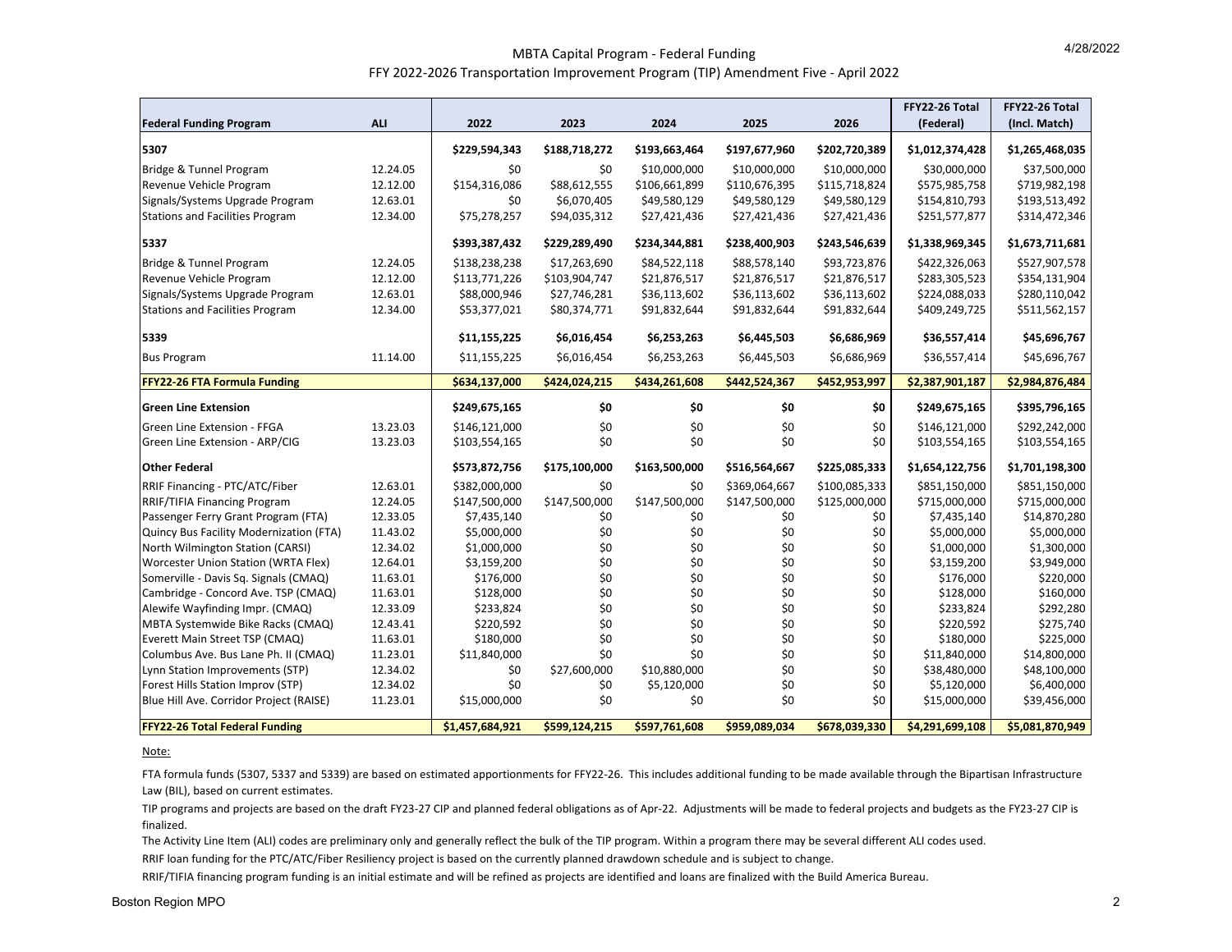# MBTA Capital Program - Federal Funding

## FFY 2022-2026 Transportation Improvement Program (TIP) Amendment Five - April 2022

4/28/2022

| Federal Funding Program | ALI | 2022 | 2023 | 2024 | 2025 | 2026 | FFY22-26 Total (Federal) | FFY22-26 Total (Incl. Match) |
|---|---|---|---|---|---|---|---|---|
| **5307** | | **$229,594,343** | **$188,718,272** | **$193,663,464** | **$197,677,960** | **$202,720,389** | **$1,012,374,428** | **$1,265,468,035** |
| Bridge & Tunnel Program | 12.24.05 | $0 | $0 | $10,000,000 | $10,000,000 | $10,000,000 | $30,000,000 | $37,500,000 |
| Revenue Vehicle Program | 12.12.00 | $154,316,086 | $88,612,555 | $106,661,899 | $110,676,395 | $115,718,824 | $575,985,758 | $719,982,198 |
| Signals/Systems Upgrade Program | 12.63.01 | $0 | $6,070,405 | $49,580,129 | $49,580,129 | $49,580,129 | $154,810,793 | $193,513,492 |
| Stations and Facilities Program | 12.34.00 | $75,278,257 | $94,035,312 | $27,421,436 | $27,421,436 | $27,421,436 | $251,577,877 | $314,472,346 |
| **5337** | | **$393,387,432** | **$229,289,490** | **$234,344,881** | **$238,400,903** | **$243,546,639** | **$1,338,969,345** | **$1,673,711,681** |
| Bridge & Tunnel Program | 12.24.05 | $138,238,238 | $17,263,690 | $84,522,118 | $88,578,140 | $93,723,876 | $422,326,063 | $527,907,578 |
| Revenue Vehicle Program | 12.12.00 | $113,771,226 | $103,904,747 | $21,876,517 | $21,876,517 | $21,876,517 | $283,305,523 | $354,131,904 |
| Signals/Systems Upgrade Program | 12.63.01 | $88,000,946 | $27,746,281 | $36,113,602 | $36,113,602 | $36,113,602 | $224,088,033 | $280,110,042 |
| Stations and Facilities Program | 12.34.00 | $53,377,021 | $80,374,771 | $91,832,644 | $91,832,644 | $91,832,644 | $409,249,725 | $511,562,157 |
| **5339** | | **$11,155,225** | **$6,016,454** | **$6,253,263** | **$6,445,503** | **$6,686,969** | **$36,557,414** | **$45,696,767** |
| Bus Program | 11.14.00 | $11,155,225 | $6,016,454 | $6,253,263 | $6,445,503 | $6,686,969 | $36,557,414 | $45,696,767 |
| **FFY22-26 FTA Formula Funding** | | **$634,137,000** | **$424,024,215** | **$434,261,608** | **$442,524,367** | **$452,953,997** | **$2,387,901,187** | **$2,984,876,484** |
| **Green Line Extension** | | **$249,675,165** | **$0** | **$0** | **$0** | **$0** | **$249,675,165** | **$395,796,165** |
| Green Line Extension - FFGA | 13.23.03 | $146,121,000 | $0 | $0 | $0 | $0 | $146,121,000 | $292,242,000 |
| Green Line Extension - ARP/CIG | 13.23.03 | $103,554,165 | $0 | $0 | $0 | $0 | $103,554,165 | $103,554,165 |
| **Other Federal** | | **$573,872,756** | **$175,100,000** | **$163,500,000** | **$516,564,667** | **$225,085,333** | **$1,654,122,756** | **$1,701,198,300** |
| RRIF Financing - PTC/ATC/Fiber | 12.63.01 | $382,000,000 | $0 | $0 | $369,064,667 | $100,085,333 | $851,150,000 | $851,150,000 |
| RRIF/TIFIA Financing Program | 12.24.05 | $147,500,000 | $147,500,000 | $147,500,000 | $147,500,000 | $125,000,000 | $715,000,000 | $715,000,000 |
| Passenger Ferry Grant Program (FTA) | 12.33.05 | $7,435,140 | $0 | $0 | $0 | $0 | $7,435,140 | $14,870,280 |
| Quincy Bus Facility Modernization (FTA) | 11.43.02 | $5,000,000 | $0 | $0 | $0 | $0 | $5,000,000 | $5,000,000 |
| North Wilmington Station (CARSI) | 12.34.02 | $1,000,000 | $0 | $0 | $0 | $0 | $1,000,000 | $1,300,000 |
| Worcester Union Station (WRTA Flex) | 12.64.01 | $3,159,200 | $0 | $0 | $0 | $0 | $3,159,200 | $3,949,000 |
| Somerville - Davis Sq. Signals (CMAQ) | 11.63.01 | $176,000 | $0 | $0 | $0 | $0 | $176,000 | $220,000 |
| Cambridge - Concord Ave. TSP (CMAQ) | 11.63.01 | $128,000 | $0 | $0 | $0 | $0 | $128,000 | $160,000 |
| Alewife Wayfinding Impr. (CMAQ) | 12.33.09 | $233,824 | $0 | $0 | $0 | $0 | $233,824 | $292,280 |
| MBTA Systemwide Bike Racks (CMAQ) | 12.43.41 | $220,592 | $0 | $0 | $0 | $0 | $220,592 | $275,740 |
| Everett Main Street TSP (CMAQ) | 11.63.01 | $180,000 | $0 | $0 | $0 | $0 | $180,000 | $225,000 |
| Columbus Ave. Bus Lane Ph. II (CMAQ) | 11.23.01 | $11,840,000 | $0 | $0 | $0 | $0 | $11,840,000 | $14,800,000 |
| Lynn Station Improvements (STP) | 12.34.02 | $0 | $27,600,000 | $10,880,000 | $0 | $0 | $38,480,000 | $48,100,000 |
| Forest Hills Station Improv (STP) | 12.34.02 | $0 | $0 | $5,120,000 | $0 | $0 | $5,120,000 | $6,400,000 |
| Blue Hill Ave. Corridor Project (RAISE) | 11.23.01 | $15,000,000 | $0 | $0 | $0 | $0 | $15,000,000 | $39,456,000 |
| **FFY22-26 Total Federal Funding** | | **$1,457,684,921** | **$599,124,215** | **$597,761,608** | **$959,089,034** | **$678,039,330** | **$4,291,699,108** | **$5,081,870,949** |

Note:

FTA formula funds (5307, 5337 and 5339) are based on estimated apportionments for FFY22-26. This includes additional funding to be made available through the Bipartisan Infrastructure Law (BIL), based on current estimates.

TIP programs and projects are based on the draft FY23-27 CIP and planned federal obligations as of Apr-22. Adjustments will be made to federal projects and budgets as the FY23-27 CIP is finalized.

The Activity Line Item (ALI) codes are preliminary only and generally reflect the bulk of the TIP program. Within a program there may be several different ALI codes used.

RRIF loan funding for the PTC/ATC/Fiber Resiliency project is based on the currently planned drawdown schedule and is subject to change.

RRIF/TIFIA financing program funding is an initial estimate and will be refined as projects are identified and loans are finalized with the Build America Bureau.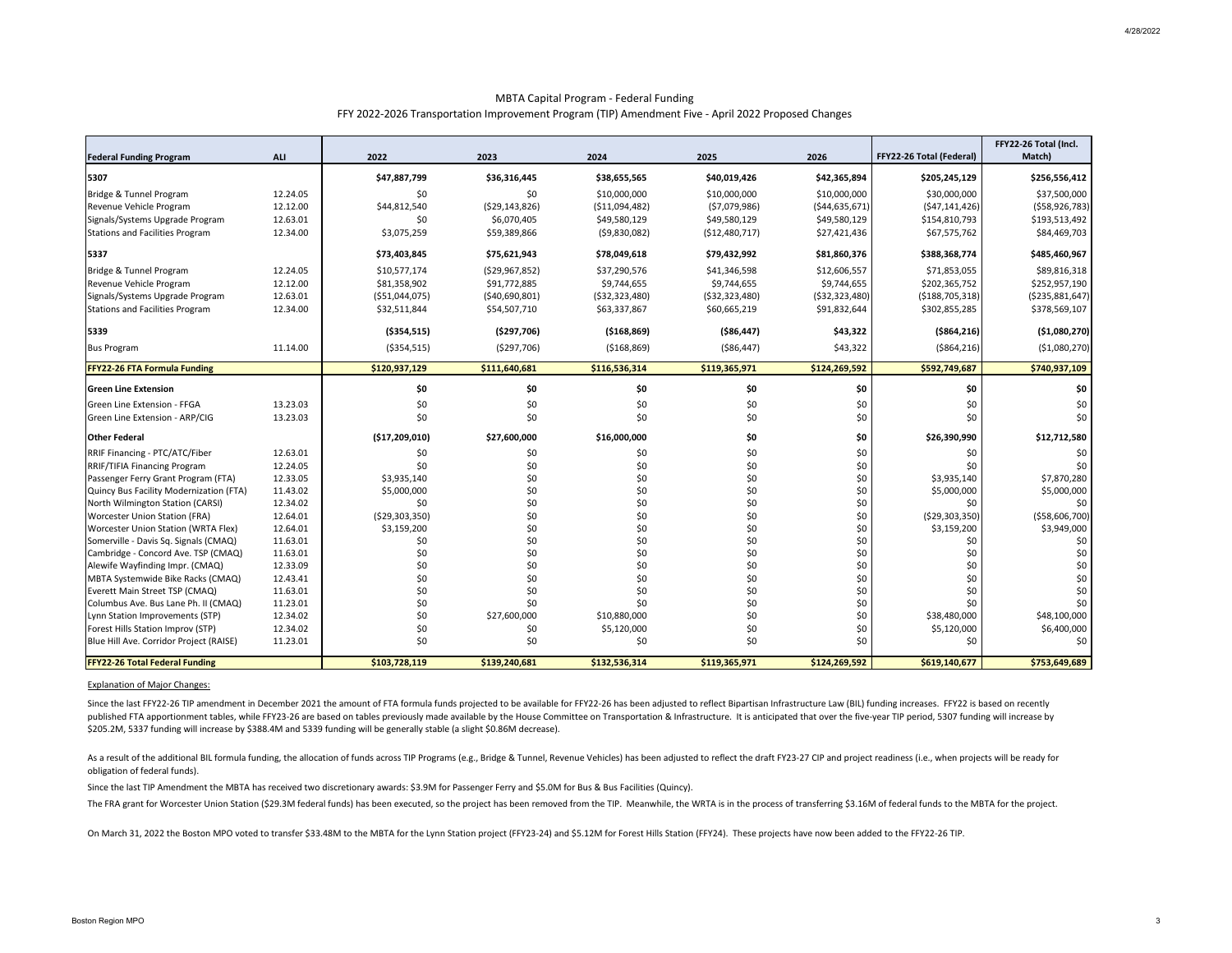MBTA Capital Program - Federal Funding

FFY 2022-2026 Transportation Improvement Program (TIP) Amendment Five - April 2022 Proposed Changes

| Federal Funding Program | ALI | 2022 | 2023 | 2024 | 2025 | 2026 | FFY22-26 Total (Federal) | FFY22-26 Total (Incl. Match) |
|---|---|---|---|---|---|---|---|---|
| **5307** | | **$47,887,799** | **$36,316,445** | **$38,655,565** | **$40,019,426** | **$42,365,894** | **$205,245,129** | **$256,556,412** |
| Bridge & Tunnel Program | 12.24.05 | $0 | $0 | $10,000,000 | $10,000,000 | $10,000,000 | $30,000,000 | $37,500,000 |
| Revenue Vehicle Program | 12.12.00 | $44,812,540 | ($29,143,826) | ($11,094,482) | ($7,079,986) | ($44,635,671) | ($47,141,426) | ($58,926,783) |
| Signals/Systems Upgrade Program | 12.63.01 | $0 | $6,070,405 | $49,580,129 | $49,580,129 | $49,580,129 | $154,810,793 | $193,513,492 |
| Stations and Facilities Program | 12.34.00 | $3,075,259 | $59,389,866 | ($9,830,082) | ($12,480,717) | $27,421,436 | $67,575,762 | $84,469,703 |
| **5337** | | **$73,403,845** | **$75,621,943** | **$78,049,618** | **$79,432,992** | **$81,860,376** | **$388,368,774** | **$485,460,967** |
| Bridge & Tunnel Program | 12.24.05 | $10,577,174 | ($29,967,852) | $37,290,576 | $41,346,598 | $12,606,557 | $71,853,055 | $89,816,318 |
| Revenue Vehicle Program | 12.12.00 | $81,358,902 | $91,772,885 | $9,744,655 | $9,744,655 | $9,744,655 | $202,365,752 | $252,957,190 |
| Signals/Systems Upgrade Program | 12.63.01 | ($51,044,075) | ($40,690,801) | ($32,323,480) | ($32,323,480) | ($32,323,480) | ($188,705,318) | ($235,881,647) |
| Stations and Facilities Program | 12.34.00 | $32,511,844 | $54,507,710 | $63,337,867 | $60,665,219 | $91,832,644 | $302,855,285 | $378,569,107 |
| **5339** | | **($354,515)** | **($297,706)** | **($168,869)** | **($86,447)** | **$43,322** | **($864,216)** | **($1,080,270)** |
| Bus Program | 11.14.00 | ($354,515) | ($297,706) | ($168,869) | ($86,447) | $43,322 | ($864,216) | ($1,080,270) |
| **FFY22-26 FTA Formula Funding** | | **$120,937,129** | **$111,640,681** | **$116,536,314** | **$119,365,971** | **$124,269,592** | **$592,749,687** | **$740,937,109** |
| **Green Line Extension** | | **$0** | **$0** | **$0** | **$0** | **$0** | **$0** | **$0** |
| Green Line Extension - FFGA | 13.23.03 | $0 | $0 | $0 | $0 | $0 | $0 | $0 |
| Green Line Extension - ARP/CIG | 13.23.03 | $0 | $0 | $0 | $0 | $0 | $0 | $0 |
| **Other Federal** | | **($17,209,010)** | **$27,600,000** | **$16,000,000** | **$0** | **$0** | **$26,390,990** | **$12,712,580** |
| RRIF Financing - PTC/ATC/Fiber | 12.63.01 | $0 | $0 | $0 | $0 | $0 | $0 | $0 |
| RRIF/TIFIA Financing Program | 12.24.05 | $0 | $0 | $0 | $0 | $0 | $0 | $0 |
| Passenger Ferry Grant Program (FTA) | 12.33.05 | $3,935,140 | $0 | $0 | $0 | $0 | $3,935,140 | $7,870,280 |
| Quincy Bus Facility Modernization (FTA) | 11.43.02 | $5,000,000 | $0 | $0 | $0 | $0 | $5,000,000 | $5,000,000 |
| North Wilmington Station (CARSI) | 12.34.02 | $0 | $0 | $0 | $0 | $0 | $0 | $0 |
| Worcester Union Station (FRA) | 12.64.01 | ($29,303,350) | $0 | $0 | $0 | $0 | ($29,303,350) | ($58,606,700) |
| Worcester Union Station (WRTA Flex) | 12.64.01 | $3,159,200 | $0 | $0 | $0 | $0 | $3,159,200 | $3,949,000 |
| Somerville - Davis Sq. Signals (CMAQ) | 11.63.01 | $0 | $0 | $0 | $0 | $0 | $0 | $0 |
| Cambridge - Concord Ave. TSP (CMAQ) | 11.63.01 | $0 | $0 | $0 | $0 | $0 | $0 | $0 |
| Alewife Wayfinding Impr. (CMAQ) | 12.33.09 | $0 | $0 | $0 | $0 | $0 | $0 | $0 |
| MBTA Systemwide Bike Racks (CMAQ) | 12.43.41 | $0 | $0 | $0 | $0 | $0 | $0 | $0 |
| Everett Main Street TSP (CMAQ) | 11.63.01 | $0 | $0 | $0 | $0 | $0 | $0 | $0 |
| Columbus Ave. Bus Lane Ph. II (CMAQ) | 11.23.01 | $0 | $0 | $0 | $0 | $0 | $0 | $0 |
| Lynn Station Improvements (STP) | 12.34.02 | $0 | $27,600,000 | $10,880,000 | $0 | $0 | $38,480,000 | $48,100,000 |
| Forest Hills Station Improv (STP) | 12.34.02 | $0 | $0 | $5,120,000 | $0 | $0 | $5,120,000 | $6,400,000 |
| Blue Hill Ave. Corridor Project (RAISE) | 11.23.01 | $0 | $0 | $0 | $0 | $0 | $0 | $0 |
| **FFY22-26 Total Federal Funding** | | **$103,728,119** | **$139,240,681** | **$132,536,314** | **$119,365,971** | **$124,269,592** | **$619,140,677** | **$753,649,689** |

Explanation of Major Changes:

Since the last FFY22-26 TIP amendment in December 2021 the amount of FTA formula funds projected to be available for FFY22-26 has been adjusted to reflect Bipartisan Infrastructure Law (BIL) funding increases. FFY22 is based on recently published FTA apportionment tables, while FFY23-26 are based on tables previously made available by the House Committee on Transportation & Infrastructure. It is anticipated that over the five-year TIP period, 5307 funding will increase by $205.2M, 5337 funding will increase by $388.4M and 5339 funding will be generally stable (a slight $0.86M decrease).

As a result of the additional BIL formula funding, the allocation of funds across TIP Programs (e.g., Bridge & Tunnel, Revenue Vehicles) has been adjusted to reflect the draft FY23-27 CIP and project readiness (i.e., when projects will be ready for obligation of federal funds).

Since the last TIP Amendment the MBTA has received two discretionary awards: $3.9M for Passenger Ferry and $5.0M for Bus & Bus Facilities (Quincy).

The FRA grant for Worcester Union Station ($29.3M federal funds) has been executed, so the project has been removed from the TIP. Meanwhile, the WRTA is in the process of transferring $3.16M of federal funds to the MBTA for the project.

On March 31, 2022 the Boston MPO voted to transfer $33.48M to the MBTA for the Lynn Station project (FFY23-24) and $5.12M for Forest Hills Station (FFY24). These projects have now been added to the FFY22-26 TIP.